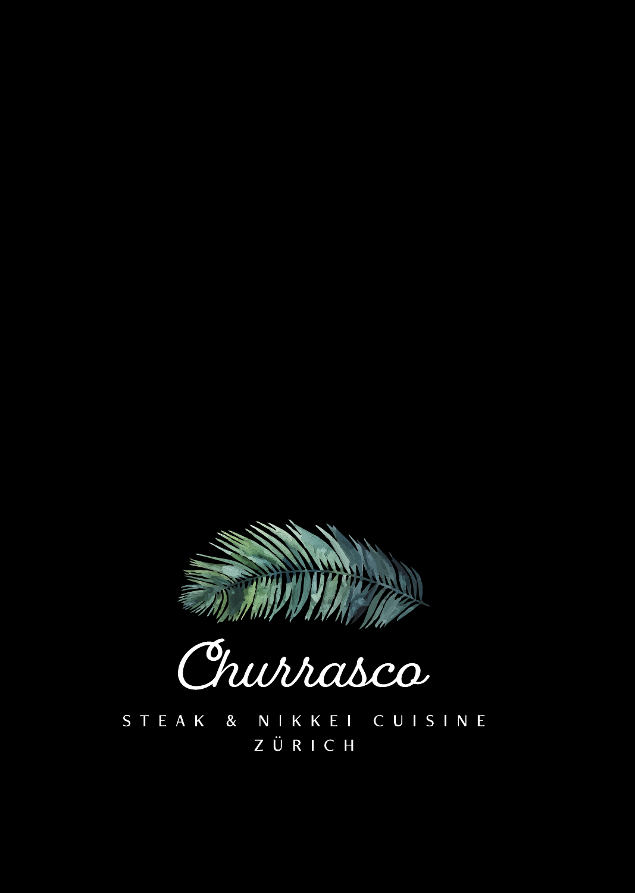# Churrasco

STEAK & NIKKEI CUISINE

ZÜRICH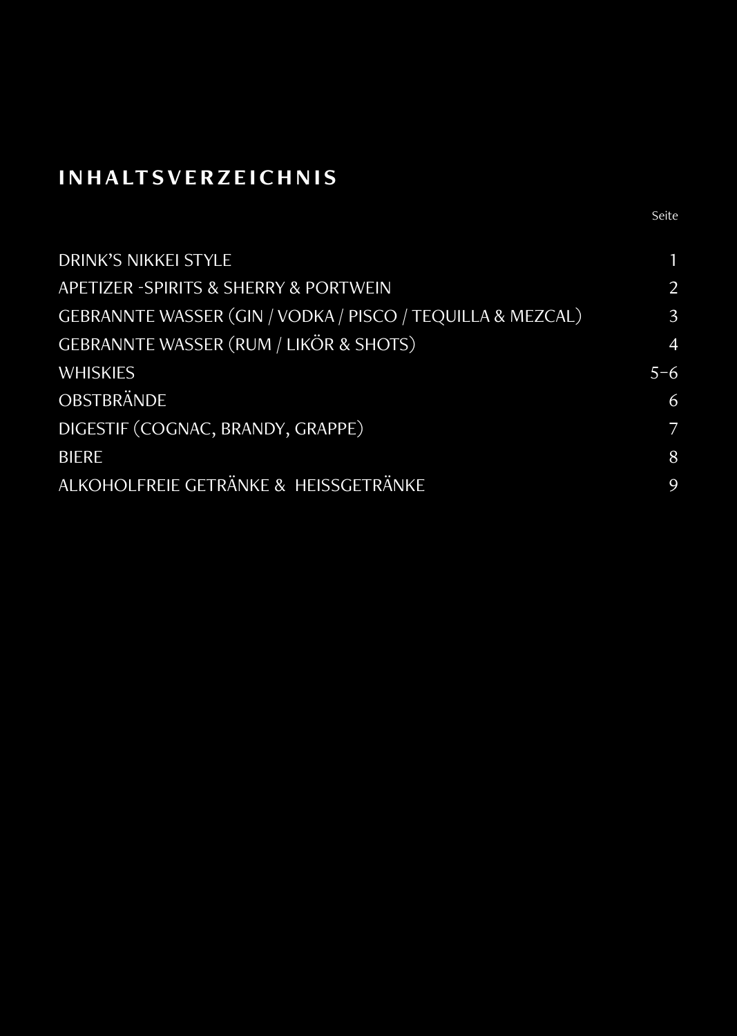# INHALTSVERZEICHNIS

| | Seite |
|---|---|
| DRINK'S NIKKEI STYLE | 1 |
| APETIZER -SPIRITS & SHERRY & PORTWEIN | 2 |
| GEBRANNTE WASSER (GIN / VODKA / PISCO / TEQUILLA & MEZCAL) | 3 |
| GEBRANNTE WASSER (RUM / LIKÖR & SHOTS) | 4 |
| WHISKIES | 5–6 |
| OBSTBRÄNDE | 6 |
| DIGESTIF (COGNAC, BRANDY, GRAPPE) | 7 |
| BIERE | 8 |
| ALKOHOLFREIE GETRÄNKE & HEISSGETRÄNKE | 9 |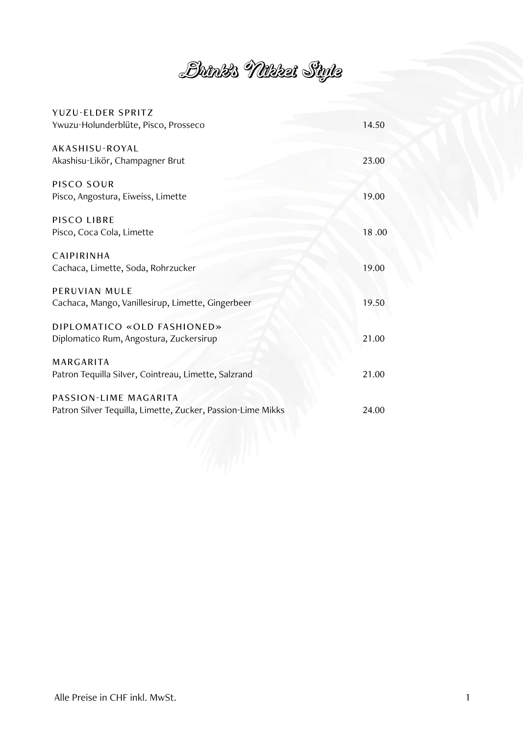# Drink's Nikkei Style

| | |
|---|---|
| YUZU-ELDER SPRITZ<br>Ywuzu-Holunderblüte, Pisco, Prosseco | 14.50 |
| AKASHISU-ROYAL<br>Akashisu-Likör, Champagner Brut | 23.00 |
| PISCO SOUR<br>Pisco, Angostura, Eiweiss, Limette | 19.00 |
| PISCO LIBRE<br>Pisco, Coca Cola, Limette | 18 .00 |
| CAIPIRINHA<br>Cachaca, Limette, Soda, Rohrzucker | 19.00 |
| PERUVIAN MULE<br>Cachaca, Mango, Vanillesirup, Limette, Gingerbeer | 19.50 |
| DIPLOMATICO «OLD FASHIONED»<br>Diplomatico Rum, Angostura, Zuckersirup | 21.00 |
| MARGARITA<br>Patron Tequilla Silver, Cointreau, Limette, Salzrand | 21.00 |
| PASSION-LIME MAGARITA<br>Patron Silver Tequilla, Limette, Zucker, Passion-Lime Mikks | 24.00 |

Alle Preise in CHF inkl. MwSt.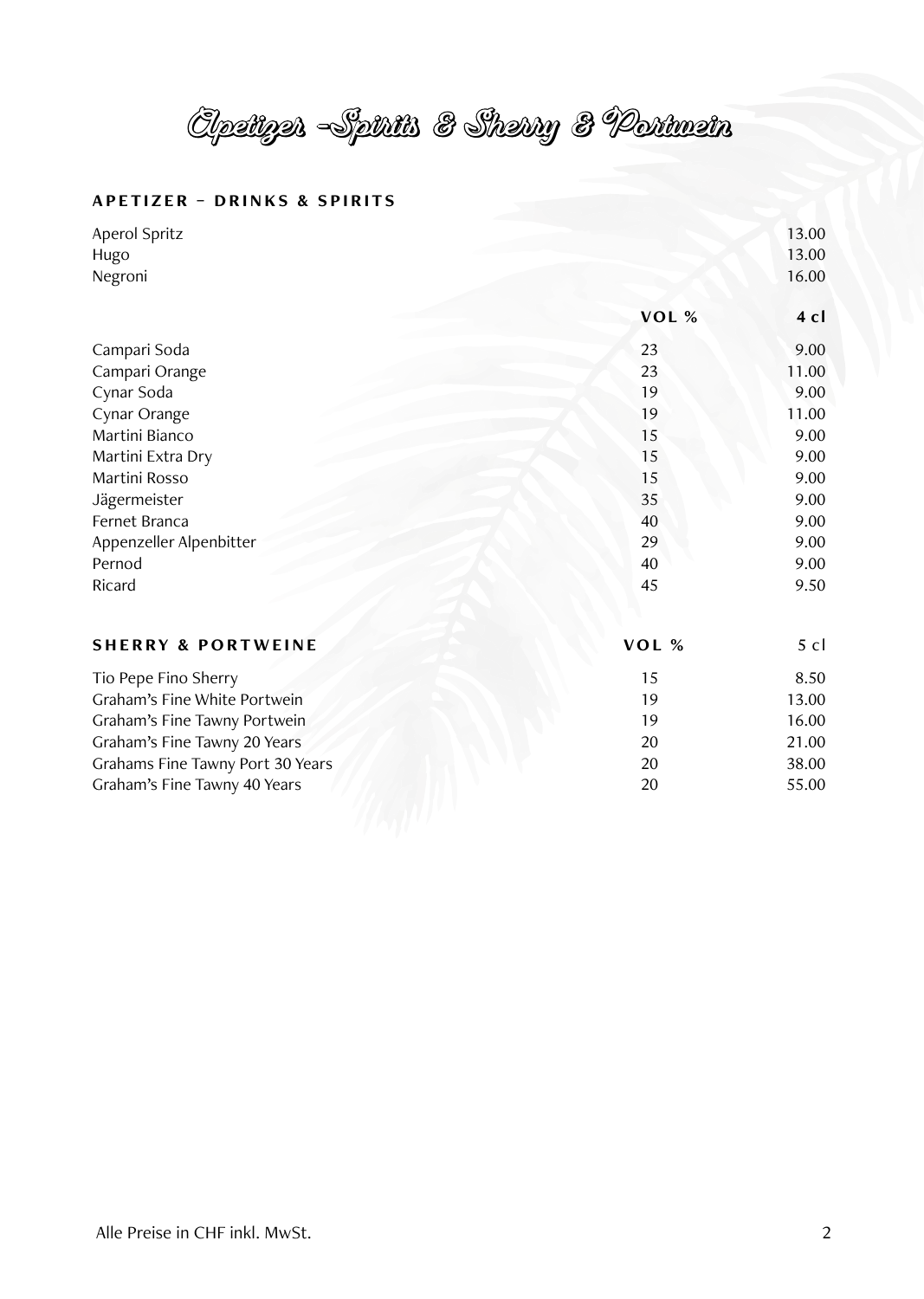# Apetizer -Spirits & Sherry & Portwein

## APETIZER – DRINKS & SPIRITS

| | | |
|---|---|---|
| Aperol Spritz | | 13.00 |
| Hugo | | 13.00 |
| Negroni | | 16.00 |

| | VOL % | 4 cl |
|---|---|---|
| Campari Soda | 23 | 9.00 |
| Campari Orange | 23 | 11.00 |
| Cynar Soda | 19 | 9.00 |
| Cynar Orange | 19 | 11.00 |
| Martini Bianco | 15 | 9.00 |
| Martini Extra Dry | 15 | 9.00 |
| Martini Rosso | 15 | 9.00 |
| Jägermeister | 35 | 9.00 |
| Fernet Branca | 40 | 9.00 |
| Appenzeller Alpenbitter | 29 | 9.00 |
| Pernod | 40 | 9.00 |
| Ricard | 45 | 9.50 |

## SHERRY & PORTWEINE

| | VOL % | 5 cl |
|---|---|---|
| Tio Pepe Fino Sherry | 15 | 8.50 |
| Graham's Fine White Portwein | 19 | 13.00 |
| Graham's Fine Tawny Portwein | 19 | 16.00 |
| Graham's Fine Tawny 20 Years | 20 | 21.00 |
| Grahams Fine Tawny Port 30 Years | 20 | 38.00 |
| Graham's Fine Tawny 40 Years | 20 | 55.00 |

Alle Preise in CHF inkl. MwSt.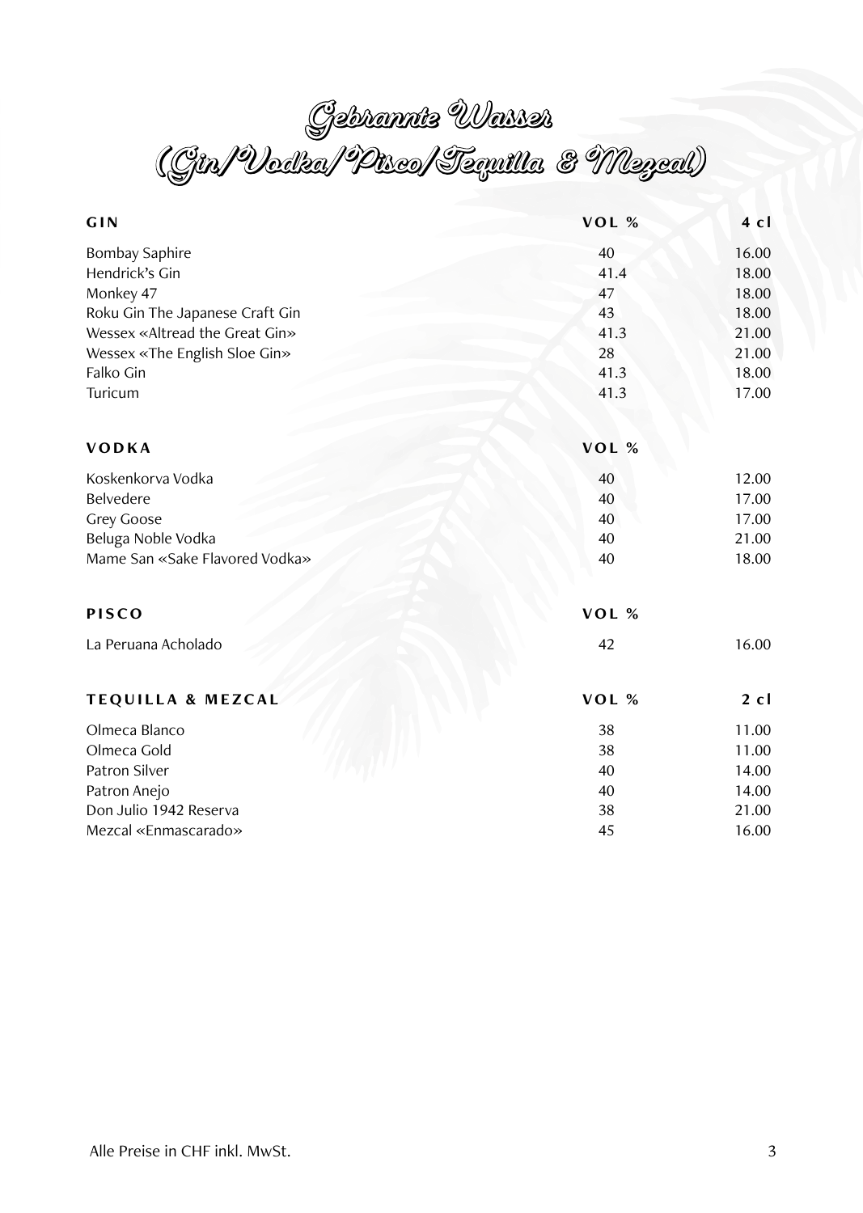# Gebrannte Wasser
# (Gin/Vodka/Pisco/Tequilla & Mezcal)

| GIN | VOL % | 4 cl |
|---|---|---|
| Bombay Saphire | 40 | 16.00 |
| Hendrick's Gin | 41.4 | 18.00 |
| Monkey 47 | 47 | 18.00 |
| Roku Gin The Japanese Craft Gin | 43 | 18.00 |
| Wessex «Altread the Great Gin» | 41.3 | 21.00 |
| Wessex «The English Sloe Gin» | 28 | 21.00 |
| Falko Gin | 41.3 | 18.00 |
| Turicum | 41.3 | 17.00 |

| VODKA | VOL % | |
|---|---|---|
| Koskenkorva Vodka | 40 | 12.00 |
| Belvedere | 40 | 17.00 |
| Grey Goose | 40 | 17.00 |
| Beluga Noble Vodka | 40 | 21.00 |
| Mame San «Sake Flavored Vodka» | 40 | 18.00 |

| PISCO | VOL % | |
|---|---|---|
| La Peruana Acholado | 42 | 16.00 |

| TEQUILLA & MEZCAL | VOL % | 2 cl |
|---|---|---|
| Olmeca Blanco | 38 | 11.00 |
| Olmeca Gold | 38 | 11.00 |
| Patron Silver | 40 | 14.00 |
| Patron Anejo | 40 | 14.00 |
| Don Julio 1942 Reserva | 38 | 21.00 |
| Mezcal «Enmascarado» | 45 | 16.00 |

Alle Preise in CHF inkl. MwSt.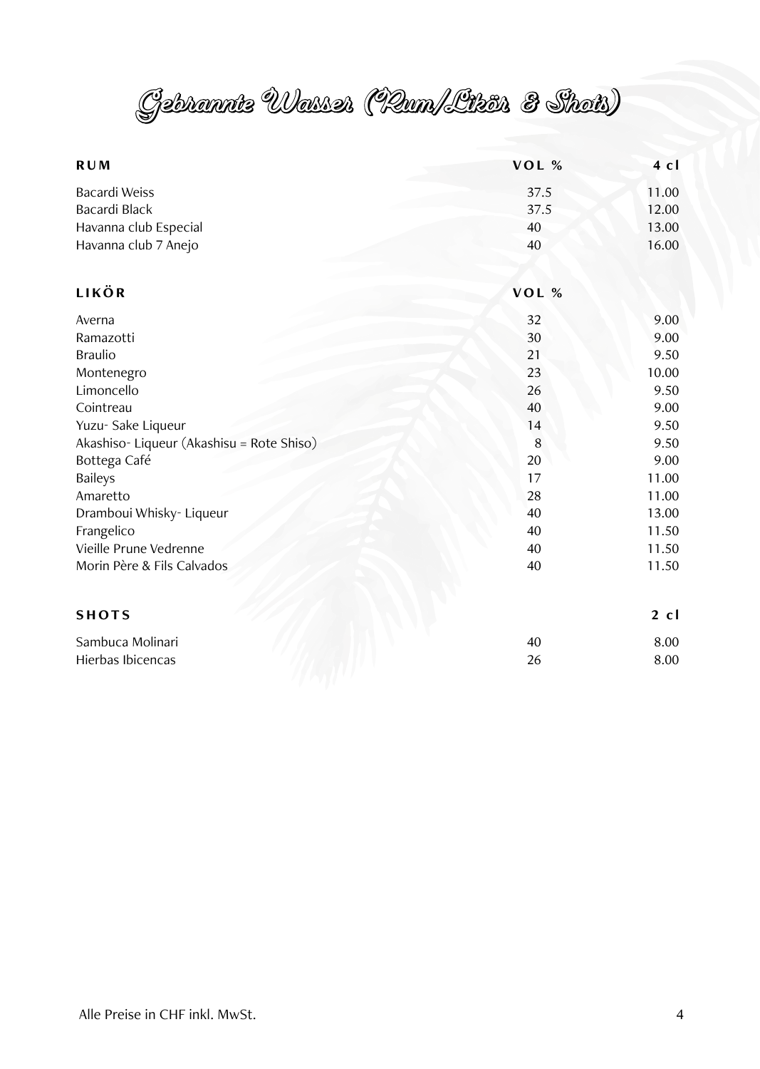# Gebrannte Wasser (Rum/Likör & Shots)

| RUM | VOL % | 4 cl |
|---|---|---|
| Bacardi Weiss | 37.5 | 11.00 |
| Bacardi Black | 37.5 | 12.00 |
| Havanna club Especial | 40 | 13.00 |
| Havanna club 7 Anejo | 40 | 16.00 |

| LIKÖR | VOL % | |
|---|---|---|
| Averna | 32 | 9.00 |
| Ramazotti | 30 | 9.00 |
| Braulio | 21 | 9.50 |
| Montenegro | 23 | 10.00 |
| Limoncello | 26 | 9.50 |
| Cointreau | 40 | 9.00 |
| Yuzu- Sake Liqueur | 14 | 9.50 |
| Akashiso- Liqueur (Akashisu = Rote Shiso) | 8 | 9.50 |
| Bottega Café | 20 | 9.00 |
| Baileys | 17 | 11.00 |
| Amaretto | 28 | 11.00 |
| Dramboui Whisky- Liqueur | 40 | 13.00 |
| Frangelico | 40 | 11.50 |
| Vieille Prune Vedrenne | 40 | 11.50 |
| Morin Père & Fils Calvados | 40 | 11.50 |

| SHOTS | | 2 cl |
|---|---|---|
| Sambuca Molinari | 40 | 8.00 |
| Hierbas Ibicencas | 26 | 8.00 |

Alle Preise in CHF inkl. MwSt.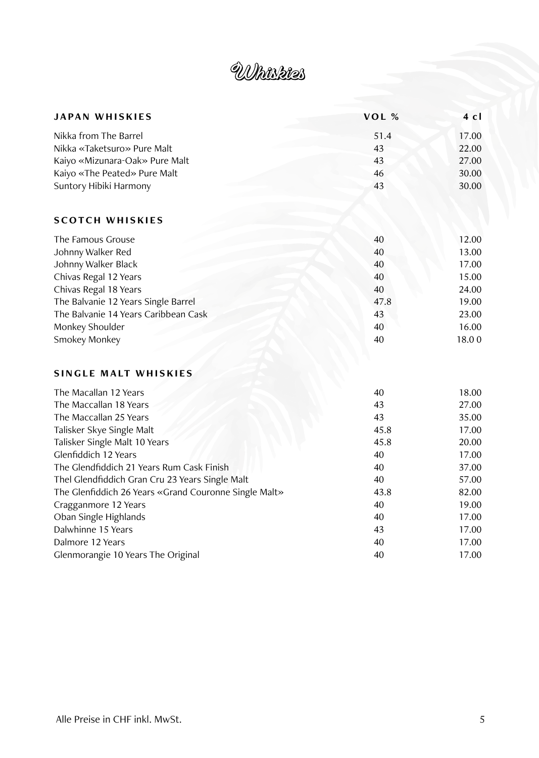# Whiskies

| JAPAN WHISKIES | VOL % | 4 cl |
|---|---|---|
| Nikka from The Barrel | 51.4 | 17.00 |
| Nikka «Taketsuro» Pure Malt | 43 | 22.00 |
| Kaiyo «Mizunara-Oak» Pure Malt | 43 | 27.00 |
| Kaiyo «The Peated» Pure Malt | 46 | 30.00 |
| Suntory Hibiki Harmony | 43 | 30.00 |

| SCOTCH WHISKIES | | |
|---|---|---|
| The Famous Grouse | 40 | 12.00 |
| Johnny Walker Red | 40 | 13.00 |
| Johnny Walker Black | 40 | 17.00 |
| Chivas Regal 12 Years | 40 | 15.00 |
| Chivas Regal 18 Years | 40 | 24.00 |
| The Balvanie 12 Years Single Barrel | 47.8 | 19.00 |
| The Balvanie 14 Years Caribbean Cask | 43 | 23.00 |
| Monkey Shoulder | 40 | 16.00 |
| Smokey Monkey | 40 | 18.0 0 |

| SINGLE MALT WHISKIES | | |
|---|---|---|
| The Macallan 12 Years | 40 | 18.00 |
| The Maccallan 18 Years | 43 | 27.00 |
| The Maccallan 25 Years | 43 | 35.00 |
| Talisker Skye Single Malt | 45.8 | 17.00 |
| Talisker Single Malt 10 Years | 45.8 | 20.00 |
| Glenfiddich 12 Years | 40 | 17.00 |
| The Glendfiddich 21 Years Rum Cask Finish | 40 | 37.00 |
| Thel Glendfiddich Gran Cru 23 Years Single Malt | 40 | 57.00 |
| The Glenfiddich 26 Years «Grand Couronne Single Malt» | 43.8 | 82.00 |
| Cragganmore 12 Years | 40 | 19.00 |
| Oban Single Highlands | 40 | 17.00 |
| Dalwhinne 15 Years | 43 | 17.00 |
| Dalmore 12 Years | 40 | 17.00 |
| Glenmorangie 10 Years The Original | 40 | 17.00 |

Alle Preise in CHF inkl. MwSt.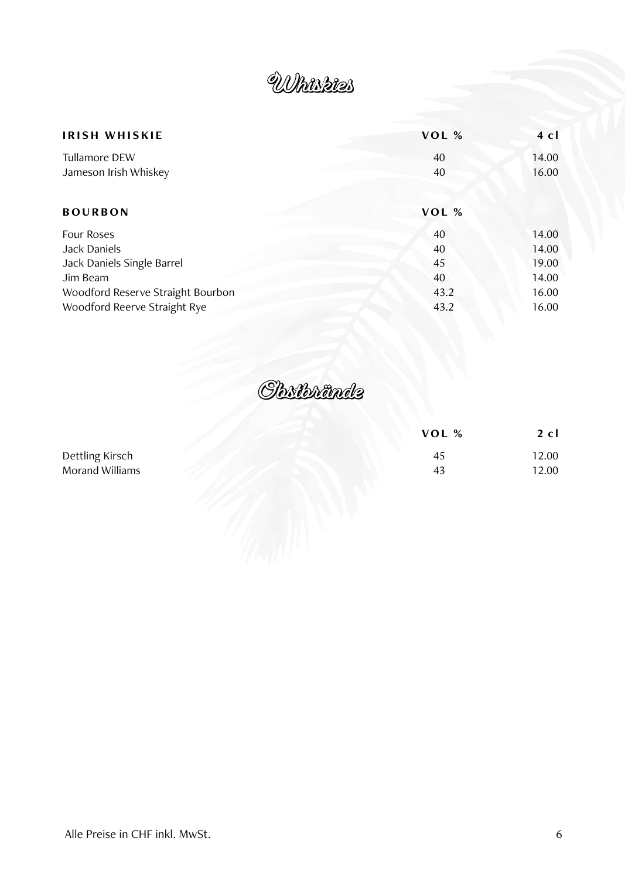# Whiskies

| IRISH WHISKIE | VOL % | 4 cl |
| --- | --- | --- |
| Tullamore DEW | 40 | 14.00 |
| Jameson Irish Whiskey | 40 | 16.00 |

| BOURBON | VOL % | |
| --- | --- | --- |
| Four Roses | 40 | 14.00 |
| Jack Daniels | 40 | 14.00 |
| Jack Daniels Single Barrel | 45 | 19.00 |
| Jim Beam | 40 | 14.00 |
| Woodford Reserve Straight Bourbon | 43.2 | 16.00 |
| Woodford Reerve Straight Rye | 43.2 | 16.00 |

# Obstbrände

| | VOL % | 2 cl |
| --- | --- | --- |
| Dettling Kirsch | 45 | 12.00 |
| Morand Williams | 43 | 12.00 |

Alle Preise in CHF inkl. MwSt.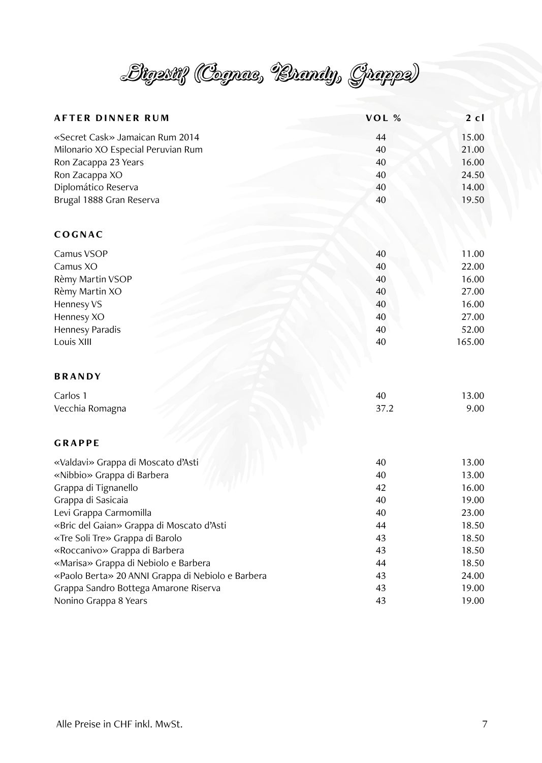# Digestif (Cognac, Brandy, Grappe)

| AFTER DINNER RUM | VOL % | 2 cl |
|---|---|---|
| «Secret Cask» Jamaican Rum 2014 | 44 | 15.00 |
| Milonario XO Especial Peruvian Rum | 40 | 21.00 |
| Ron Zacappa 23 Years | 40 | 16.00 |
| Ron Zacappa XO | 40 | 24.50 |
| Diplomático Reserva | 40 | 14.00 |
| Brugal 1888 Gran Reserva | 40 | 19.50 |

| COGNAC | | |
|---|---|---|
| Camus VSOP | 40 | 11.00 |
| Camus XO | 40 | 22.00 |
| Rèmy Martin VSOP | 40 | 16.00 |
| Rèmy Martin XO | 40 | 27.00 |
| Hennesy VS | 40 | 16.00 |
| Hennesy XO | 40 | 27.00 |
| Hennesy Paradis | 40 | 52.00 |
| Louis XIII | 40 | 165.00 |

| BRANDY | | |
|---|---|---|
| Carlos 1 | 40 | 13.00 |
| Vecchia Romagna | 37.2 | 9.00 |

| GRAPPE | | |
|---|---|---|
| «Valdavi» Grappa di Moscato d'Asti | 40 | 13.00 |
| «Nibbio» Grappa di Barbera | 40 | 13.00 |
| Grappa di Tignanello | 42 | 16.00 |
| Grappa di Sasicaia | 40 | 19.00 |
| Levi Grappa Carmomilla | 40 | 23.00 |
| «Bric del Gaian» Grappa di Moscato d'Asti | 44 | 18.50 |
| «Tre Soli Tre» Grappa di Barolo | 43 | 18.50 |
| «Roccanivo» Grappa di Barbera | 43 | 18.50 |
| «Marisa» Grappa di Nebiolo e Barbera | 44 | 18.50 |
| «Paolo Berta» 20 ANNI Grappa di Nebiolo e Barbera | 43 | 24.00 |
| Grappa Sandro Bottega Amarone Riserva | 43 | 19.00 |
| Nonino Grappa 8 Years | 43 | 19.00 |

Alle Preise in CHF inkl. MwSt.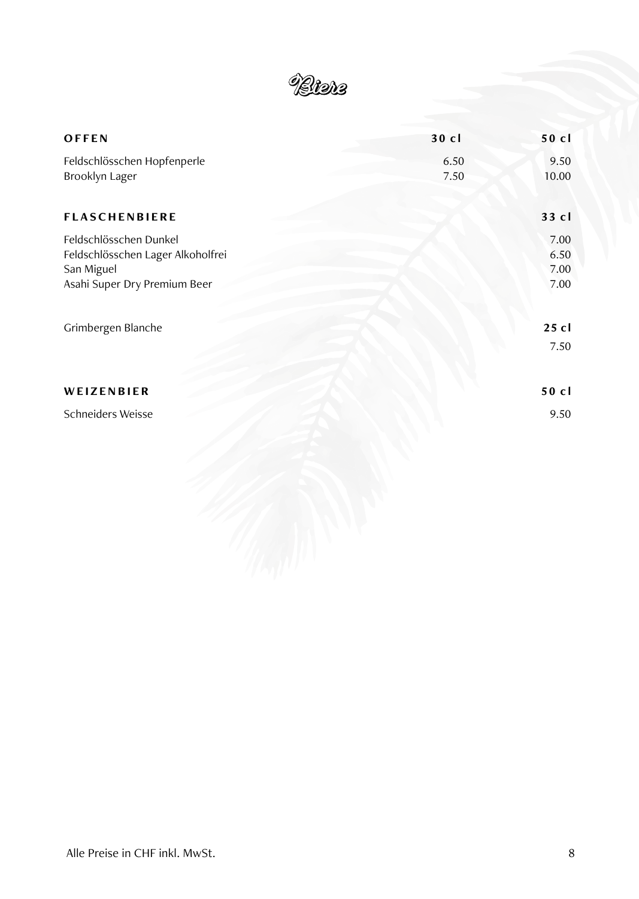# Biere

| OFFEN | 30 cl | 50 cl |
|---|---|---|
| Feldschlösschen Hopfenperle | 6.50 | 9.50 |
| Brooklyn Lager | 7.50 | 10.00 |

| FLASCHENBIERE | 33 cl |
|---|---|
| Feldschlösschen Dunkel | 7.00 |
| Feldschlösschen Lager Alkoholfrei | 6.50 |
| San Miguel | 7.00 |
| Asahi Super Dry Premium Beer | 7.00 |

| | 25 cl |
|---|---|
| Grimbergen Blanche | 7.50 |

| WEIZENBIER | 50 cl |
|---|---|
| Schneiders Weisse | 9.50 |

Alle Preise in CHF inkl. MwSt.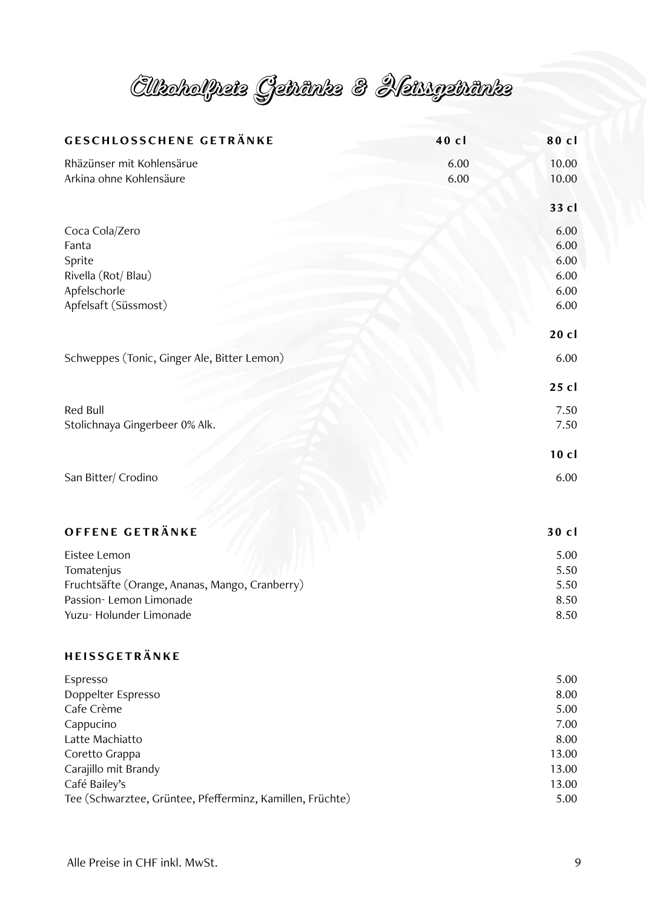# Alkoholfreie Getränke & Heissgetränke

| GESCHLOSSCHENE GETRÄNKE | 40 cl | 80 cl |
| --- | --- | --- |
| Rhäzünser mit Kohlensärue | 6.00 | 10.00 |
| Arkina ohne Kohlensäure | 6.00 | 10.00 |

| | 33 cl |
| --- | --- |
| Coca Cola/Zero | 6.00 |
| Fanta | 6.00 |
| Sprite | 6.00 |
| Rivella (Rot/ Blau) | 6.00 |
| Apfelschorle | 6.00 |
| Apfelsaft (Süssmost) | 6.00 |

| | 20 cl |
| --- | --- |
| Schweppes (Tonic, Ginger Ale, Bitter Lemon) | 6.00 |

| | 25 cl |
| --- | --- |
| Red Bull | 7.50 |
| Stolichnaya Gingerbeer 0% Alk. | 7.50 |

| | 10 cl |
| --- | --- |
| San Bitter/ Crodino | 6.00 |

| OFFENE GETRÄNKE | 30 cl |
| --- | --- |
| Eistee Lemon | 5.00 |
| Tomatenjus | 5.50 |
| Fruchtsäfte (Orange, Ananas, Mango, Cranberry) | 5.50 |
| Passion- Lemon Limonade | 8.50 |
| Yuzu- Holunder Limonade | 8.50 |

| HEISSGETRÄNKE | |
| --- | --- |
| Espresso | 5.00 |
| Doppelter Espresso | 8.00 |
| Cafe Crème | 5.00 |
| Cappucino | 7.00 |
| Latte Machiatto | 8.00 |
| Coretto Grappa | 13.00 |
| Carajillo mit Brandy | 13.00 |
| Café Bailey's | 13.00 |
| Tee (Schwarztee, Grüntee, Pfefferminz, Kamillen, Früchte) | 5.00 |

Alle Preise in CHF inkl. MwSt.